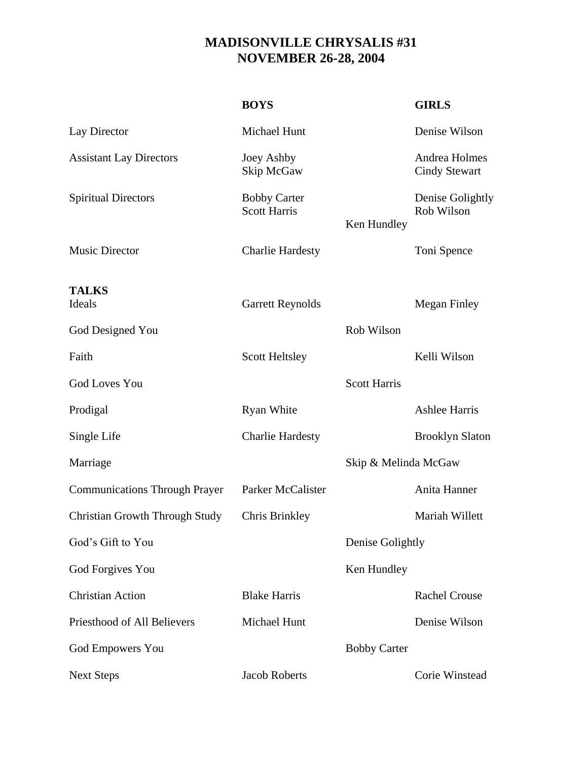# MADISONVILLE CHRYSALIS #31
## NOVEMBER 26-28, 2004

| | BOYS | | GIRLS |
|---|---|---|---|
| Lay Director | Michael Hunt | | Denise Wilson |
| Assistant Lay Directors | Joey Ashby<br>Skip McGaw | | Andrea Holmes<br>Cindy Stewart |
| Spiritual Directors | Bobby Carter<br>Scott Harris | Ken Hundley | Denise Golightly<br>Rob Wilson |
| Music Director | Charlie Hardesty | | Toni Spence |
| **TALKS** | | | |
| Ideals | Garrett Reynolds | | Megan Finley |
| God Designed You | | Rob Wilson | |
| Faith | Scott Heltsley | | Kelli Wilson |
| God Loves You | | Scott Harris | |
| Prodigal | Ryan White | | Ashlee Harris |
| Single Life | Charlie Hardesty | | Brooklyn Slaton |
| Marriage | | Skip & Melinda McGaw | |
| Communications Through Prayer | Parker McCalister | | Anita Hanner |
| Christian Growth Through Study | Chris Brinkley | | Mariah Willett |
| God's Gift to You | | Denise Golightly | |
| God Forgives You | | Ken Hundley | |
| Christian Action | Blake Harris | | Rachel Crouse |
| Priesthood of All Believers | Michael Hunt | | Denise Wilson |
| God Empowers You | | Bobby Carter | |
| Next Steps | Jacob Roberts | | Corie Winstead |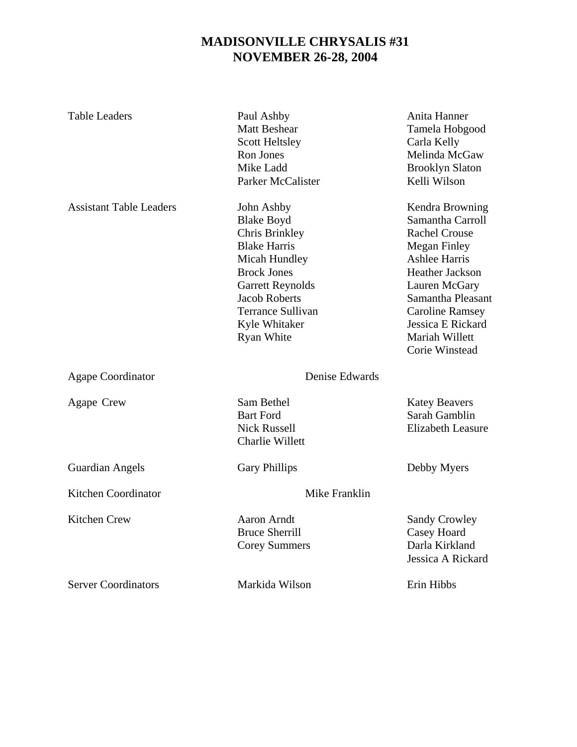# MADISONVILLE CHRYSALIS #31
## NOVEMBER 26-28, 2004

| | | |
|---|---|---|
| Table Leaders | Paul Ashby | Anita Hanner |
| | Matt Beshear | Tamela Hobgood |
| | Scott Heltsley | Carla Kelly |
| | Ron Jones | Melinda McGaw |
| | Mike Ladd | Brooklyn Slaton |
| | Parker McCalister | Kelli Wilson |
| Assistant Table Leaders | John Ashby | Kendra Browning |
| | Blake Boyd | Samantha Carroll |
| | Chris Brinkley | Rachel Crouse |
| | Blake Harris | Megan Finley |
| | Micah Hundley | Ashlee Harris |
| | Brock Jones | Heather Jackson |
| | Garrett Reynolds | Lauren McGary |
| | Jacob Roberts | Samantha Pleasant |
| | Terrance Sullivan | Caroline Ramsey |
| | Kyle Whitaker | Jessica E Rickard |
| | Ryan White | Mariah Willett |
| | | Corie Winstead |
| Agape Coordinator | Denise Edwards | |
| Agape Crew | Sam Bethel | Katey Beavers |
| | Bart Ford | Sarah Gamblin |
| | Nick Russell | Elizabeth Leasure |
| | Charlie Willett | |
| Guardian Angels | Gary Phillips | Debby Myers |
| Kitchen Coordinator | Mike Franklin | |
| Kitchen Crew | Aaron Arndt | Sandy Crowley |
| | Bruce Sherrill | Casey Hoard |
| | Corey Summers | Darla Kirkland |
| | | Jessica A Rickard |
| Server Coordinators | Markida Wilson | Erin Hibbs |